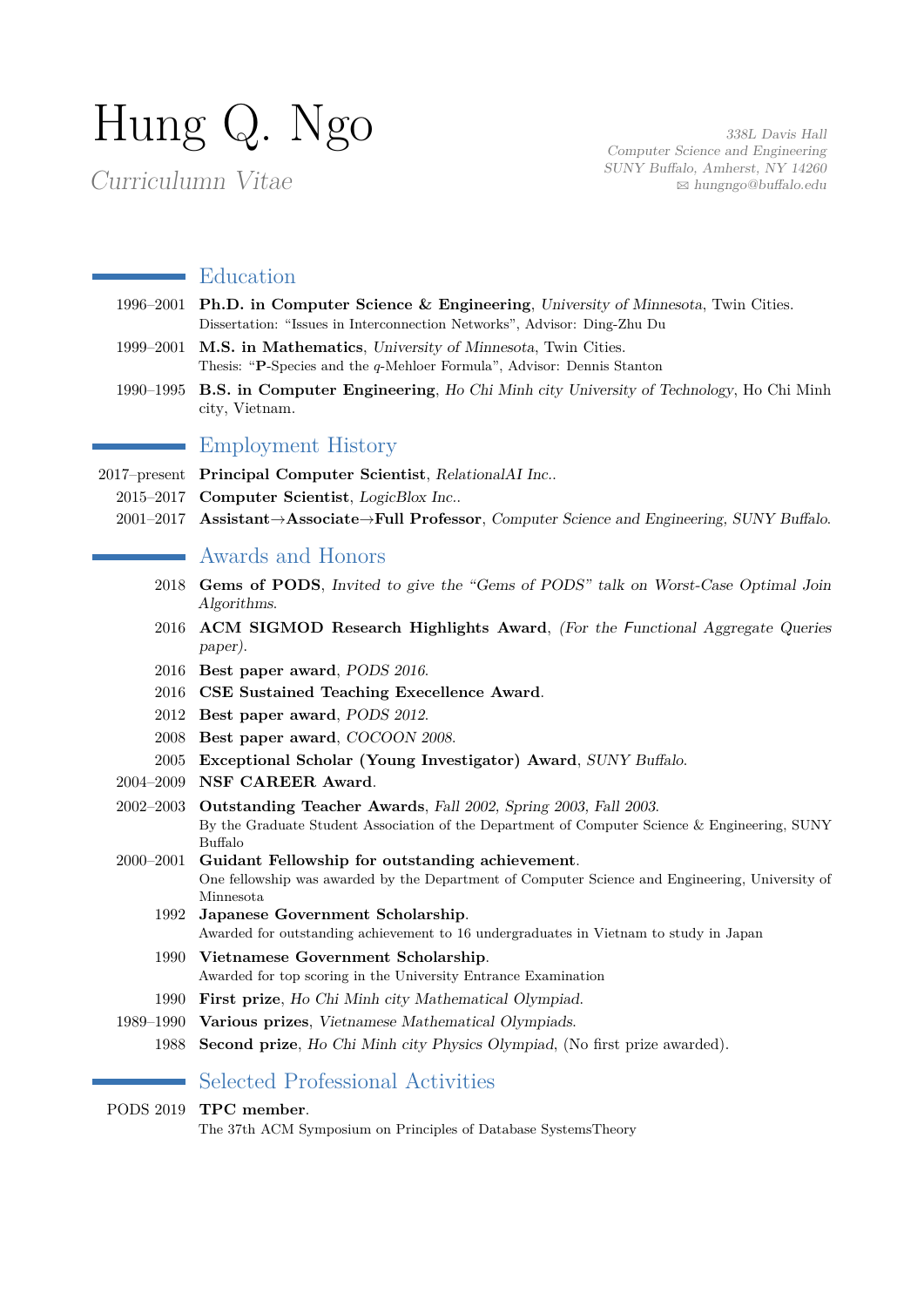# Hung Q. Ngo

*Curriculumn Vitae*

*338L Davis Hall*
*Computer Science and Engineering*
*SUNY Buffalo, Amherst, NY 14260*
*✉ hungngo@buffalo.edu*

## Education

1996–2001 **Ph.D. in Computer Science & Engineering**, *University of Minnesota*, Twin Cities.
Dissertation: "Issues in Interconnection Networks", Advisor: Ding-Zhu Du

1999–2001 **M.S. in Mathematics**, *University of Minnesota*, Twin Cities.
Thesis: "**P**-Species and the $q$-Mehloer Formula", Advisor: Dennis Stanton

1990–1995 **B.S. in Computer Engineering**, *Ho Chi Minh city University of Technology*, Ho Chi Minh city, Vietnam.

## Employment History

2017–present **Principal Computer Scientist**, *RelationalAI Inc.*.

2015–2017 **Computer Scientist**, *LogicBlox Inc.*.

2001–2017 **Assistant→Associate→Full Professor**, *Computer Science and Engineering, SUNY Buffalo*.

## Awards and Honors

2018 **Gems of PODS**, *Invited to give the "Gems of PODS" talk on Worst-Case Optimal Join Algorithms*.

2016 **ACM SIGMOD Research Highlights Award**, *(For the Functional Aggregate Queries paper)*.

2016 **Best paper award**, *PODS 2016*.

2016 **CSE Sustained Teaching Execellence Award**.

2012 **Best paper award**, *PODS 2012*.

2008 **Best paper award**, *COCOON 2008*.

2005 **Exceptional Scholar (Young Investigator) Award**, *SUNY Buffalo*.

2004–2009 **NSF CAREER Award**.

2002–2003 **Outstanding Teacher Awards**, *Fall 2002, Spring 2003, Fall 2003*.
By the Graduate Student Association of the Department of Computer Science & Engineering, SUNY Buffalo

2000–2001 **Guidant Fellowship for outstanding achievement**.
One fellowship was awarded by the Department of Computer Science and Engineering, University of Minnesota

1992 **Japanese Government Scholarship**.
Awarded for outstanding achievement to 16 undergraduates in Vietnam to study in Japan

1990 **Vietnamese Government Scholarship**.
Awarded for top scoring in the University Entrance Examination

1990 **First prize**, *Ho Chi Minh city Mathematical Olympiad*.

1989–1990 **Various prizes**, *Vietnamese Mathematical Olympiads*.

1988 **Second prize**, *Ho Chi Minh city Physics Olympiad*, (No first prize awarded).

## Selected Professional Activities

PODS 2019 **TPC member**.
The 37th ACM Symposium on Principles of Database SystemsTheory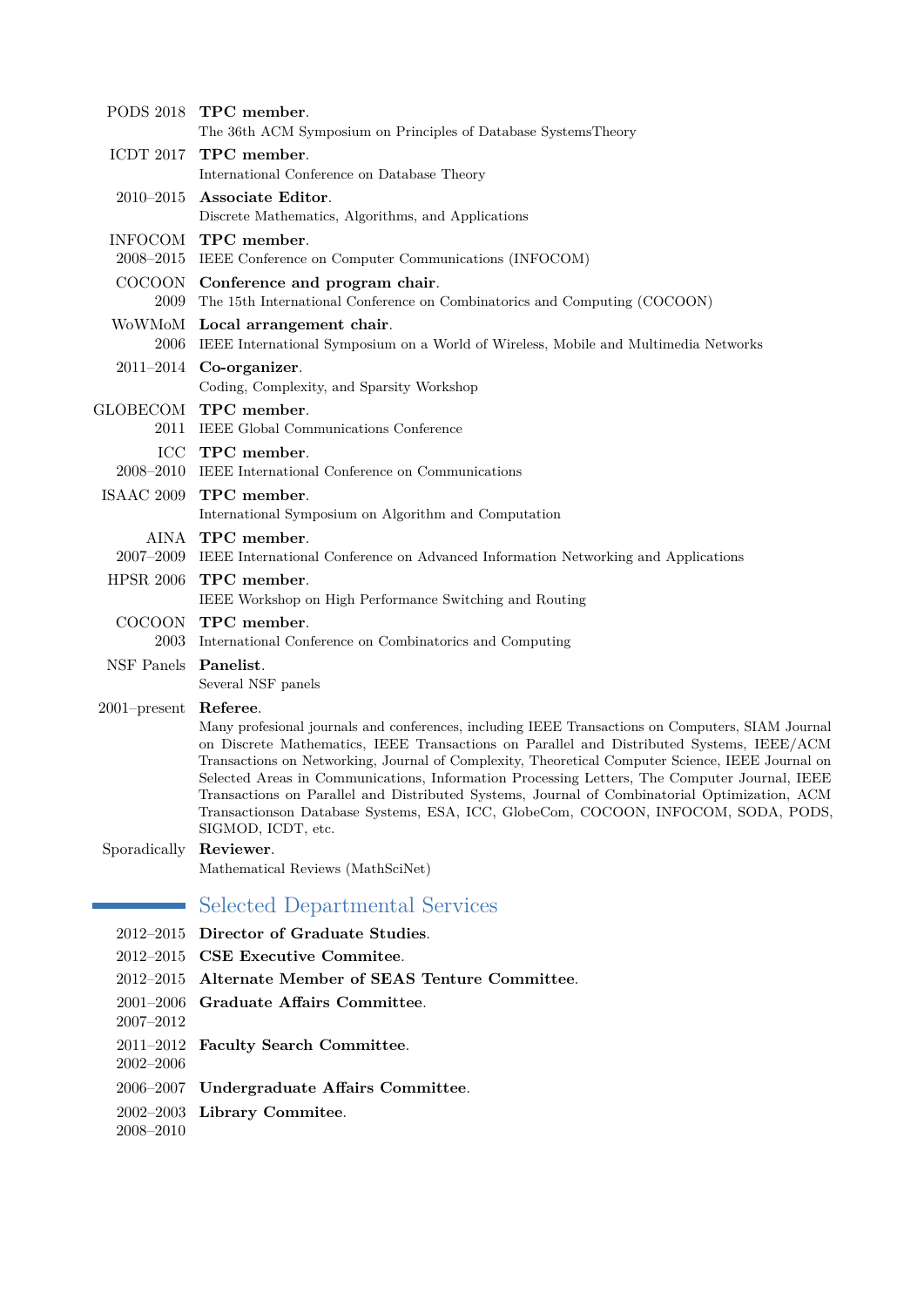PODS 2018 **TPC member**.
The 36th ACM Symposium on Principles of Database SystemsTheory

ICDT 2017 **TPC member**.
International Conference on Database Theory

2010–2015 **Associate Editor**.
Discrete Mathematics, Algorithms, and Applications

INFOCOM 2008–2015 **TPC member**.
IEEE Conference on Computer Communications (INFOCOM)

COCOON 2009 **Conference and program chair**.
The 15th International Conference on Combinatorics and Computing (COCOON)

WoWMoM 2006 **Local arrangement chair**.
IEEE International Symposium on a World of Wireless, Mobile and Multimedia Networks

2011–2014 **Co-organizer**.
Coding, Complexity, and Sparsity Workshop

GLOBECOM 2011 **TPC member**.
IEEE Global Communications Conference

ICC 2008–2010 **TPC member**.
IEEE International Conference on Communications

ISAAC 2009 **TPC member**.
International Symposium on Algorithm and Computation

AINA 2007–2009 **TPC member**.
IEEE International Conference on Advanced Information Networking and Applications

HPSR 2006 **TPC member**.
IEEE Workshop on High Performance Switching and Routing

COCOON 2003 **TPC member**.
International Conference on Combinatorics and Computing

NSF Panels **Panelist**.
Several NSF panels

2001–present **Referee**.
Many profesional journals and conferences, including IEEE Transactions on Computers, SIAM Journal on Discrete Mathematics, IEEE Transactions on Parallel and Distributed Systems, IEEE/ACM Transactions on Networking, Journal of Complexity, Theoretical Computer Science, IEEE Journal on Selected Areas in Communications, Information Processing Letters, The Computer Journal, IEEE Transactions on Parallel and Distributed Systems, Journal of Combinatorial Optimization, ACM Transactionson Database Systems, ESA, ICC, GlobeCom, COCOON, INFOCOM, SODA, PODS, SIGMOD, ICDT, etc.

Sporadically **Reviewer**.
Mathematical Reviews (MathSciNet)

## Selected Departmental Services

2012–2015 **Director of Graduate Studies**.

2012–2015 **CSE Executive Commitee**.

2012–2015 **Alternate Member of SEAS Tenture Committee**.

2001–2006, 2007–2012 **Graduate Affairs Committee**.

2011–2012, 2002–2006 **Faculty Search Committee**.

2006–2007 **Undergraduate Affairs Committee**.

2002–2003, 2008–2010 **Library Commitee**.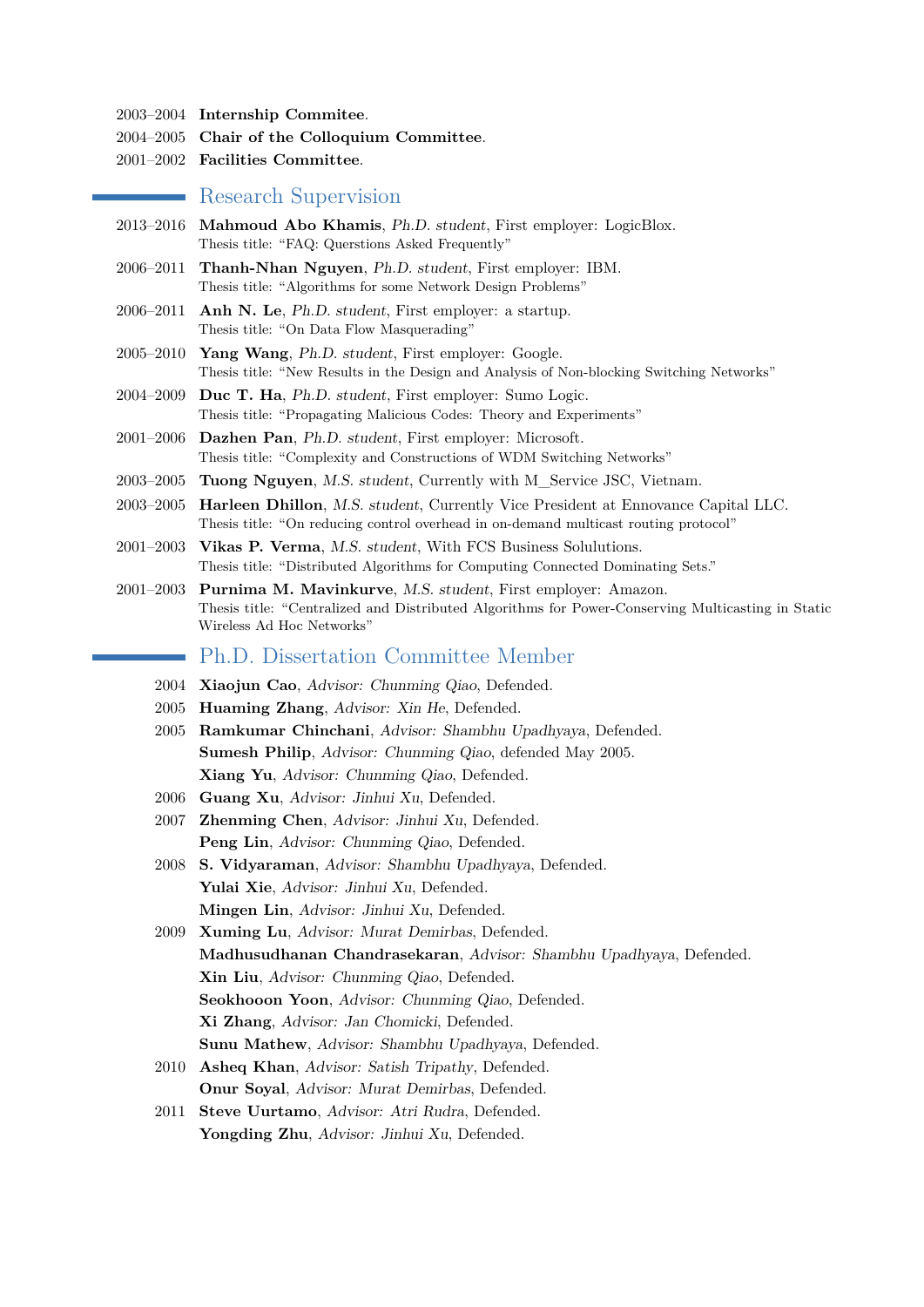2003–2004 **Internship Commitee**.

2004–2005 **Chair of the Colloquium Committee**.

2001–2002 **Facilities Committee**.

## Research Supervision

2013–2016 **Mahmoud Abo Khamis**, *Ph.D. student*, First employer: LogicBlox.
Thesis title: "FAQ: Querstions Asked Frequently"

2006–2011 **Thanh-Nhan Nguyen**, *Ph.D. student*, First employer: IBM.
Thesis title: "Algorithms for some Network Design Problems"

2006–2011 **Anh N. Le**, *Ph.D. student*, First employer: a startup.
Thesis title: "On Data Flow Masquerading"

2005–2010 **Yang Wang**, *Ph.D. student*, First employer: Google.
Thesis title: "New Results in the Design and Analysis of Non-blocking Switching Networks"

2004–2009 **Duc T. Ha**, *Ph.D. student*, First employer: Sumo Logic.
Thesis title: "Propagating Malicious Codes: Theory and Experiments"

2001–2006 **Dazhen Pan**, *Ph.D. student*, First employer: Microsoft.
Thesis title: "Complexity and Constructions of WDM Switching Networks"

2003–2005 **Tuong Nguyen**, *M.S. student*, Currently with M_Service JSC, Vietnam.

2003–2005 **Harleen Dhillon**, *M.S. student*, Currently Vice President at Ennovance Capital LLC.
Thesis title: "On reducing control overhead in on-demand multicast routing protocol"

2001–2003 **Vikas P. Verma**, *M.S. student*, With FCS Business Solulutions.
Thesis title: "Distributed Algorithms for Computing Connected Dominating Sets."

2001–2003 **Purnima M. Mavinkurve**, *M.S. student*, First employer: Amazon.
Thesis title: "Centralized and Distributed Algorithms for Power-Conserving Multicasting in Static Wireless Ad Hoc Networks"

## Ph.D. Dissertation Committee Member

2004 **Xiaojun Cao**, *Advisor: Chunming Qiao*, Defended.

2005 **Huaming Zhang**, *Advisor: Xin He*, Defended.

2005 **Ramkumar Chinchani**, *Advisor: Shambhu Upadhyaya*, Defended.
**Sumesh Philip**, *Advisor: Chunming Qiao*, defended May 2005.
**Xiang Yu**, *Advisor: Chunming Qiao*, Defended.

2006 **Guang Xu**, *Advisor: Jinhui Xu*, Defended.

2007 **Zhenming Chen**, *Advisor: Jinhui Xu*, Defended.
**Peng Lin**, *Advisor: Chunming Qiao*, Defended.

2008 **S. Vidyaraman**, *Advisor: Shambhu Upadhyaya*, Defended.
**Yulai Xie**, *Advisor: Jinhui Xu*, Defended.
**Mingen Lin**, *Advisor: Jinhui Xu*, Defended.

2009 **Xuming Lu**, *Advisor: Murat Demirbas*, Defended.
**Madhusudhanan Chandrasekaran**, *Advisor: Shambhu Upadhyaya*, Defended.
**Xin Liu**, *Advisor: Chunming Qiao*, Defended.
**Seokhooon Yoon**, *Advisor: Chunming Qiao*, Defended.
**Xi Zhang**, *Advisor: Jan Chomicki*, Defended.
**Sunu Mathew**, *Advisor: Shambhu Upadhyaya*, Defended.

2010 **Asheq Khan**, *Advisor: Satish Tripathy*, Defended.
**Onur Soyal**, *Advisor: Murat Demirbas*, Defended.

2011 **Steve Uurtamo**, *Advisor: Atri Rudra*, Defended.
**Yongding Zhu**, *Advisor: Jinhui Xu*, Defended.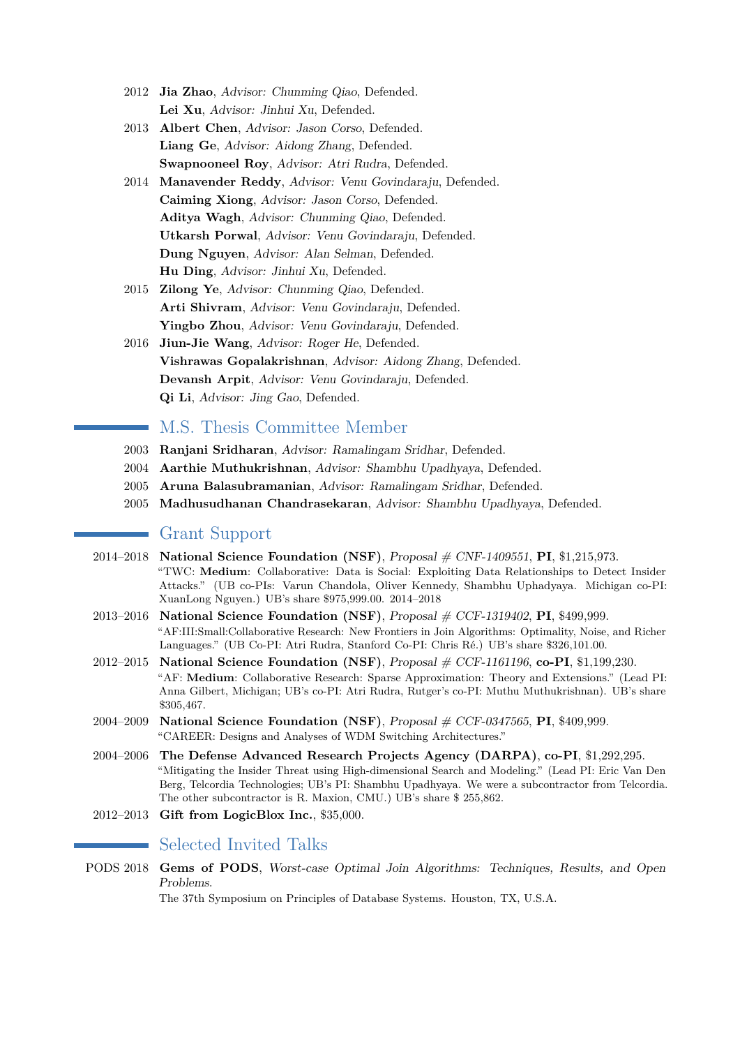2012 **Jia Zhao**, *Advisor: Chunming Qiao*, Defended.
**Lei Xu**, *Advisor: Jinhui Xu*, Defended.

2013 **Albert Chen**, *Advisor: Jason Corso*, Defended.
**Liang Ge**, *Advisor: Aidong Zhang*, Defended.
**Swapnooneel Roy**, *Advisor: Atri Rudra*, Defended.

2014 **Manavender Reddy**, *Advisor: Venu Govindaraju*, Defended.
**Caiming Xiong**, *Advisor: Jason Corso*, Defended.
**Aditya Wagh**, *Advisor: Chunming Qiao*, Defended.
**Utkarsh Porwal**, *Advisor: Venu Govindaraju*, Defended.
**Dung Nguyen**, *Advisor: Alan Selman*, Defended.
**Hu Ding**, *Advisor: Jinhui Xu*, Defended.

2015 **Zilong Ye**, *Advisor: Chunming Qiao*, Defended.
**Arti Shivram**, *Advisor: Venu Govindaraju*, Defended.
**Yingbo Zhou**, *Advisor: Venu Govindaraju*, Defended.

2016 **Jiun-Jie Wang**, *Advisor: Roger He*, Defended.
**Vishrawas Gopalakrishnan**, *Advisor: Aidong Zhang*, Defended.
**Devansh Arpit**, *Advisor: Venu Govindaraju*, Defended.
**Qi Li**, *Advisor: Jing Gao*, Defended.

## M.S. Thesis Committee Member

2003 **Ranjani Sridharan**, *Advisor: Ramalingam Sridhar*, Defended.

2004 **Aarthie Muthukrishnan**, *Advisor: Shambhu Upadhyaya*, Defended.

2005 **Aruna Balasubramanian**, *Advisor: Ramalingam Sridhar*, Defended.

2005 **Madhusudhanan Chandrasekaran**, *Advisor: Shambhu Upadhyaya*, Defended.

## Grant Support

2014–2018 **National Science Foundation (NSF)**, *Proposal # CNF-1409551*, **PI**, $1,215,973.
"TWC: **Medium**: Collaborative: Data is Social: Exploiting Data Relationships to Detect Insider Attacks." (UB co-PIs: Varun Chandola, Oliver Kennedy, Shambhu Uphadyaya. Michigan co-PI: XuanLong Nguyen.) UB's share $975,999.00. 2014–2018

2013–2016 **National Science Foundation (NSF)**, *Proposal # CCF-1319402*, **PI**, $499,999.
"AF:III:Small:Collaborative Research: New Frontiers in Join Algorithms: Optimality, Noise, and Richer Languages." (UB Co-PI: Atri Rudra, Stanford Co-PI: Chris Ré.) UB's share $326,101.00.

2012–2015 **National Science Foundation (NSF)**, *Proposal # CCF-1161196*, **co-PI**, $1,199,230.
"AF: **Medium**: Collaborative Research: Sparse Approximation: Theory and Extensions." (Lead PI: Anna Gilbert, Michigan; UB's co-PI: Atri Rudra, Rutger's co-PI: Muthu Muthukrishnan). UB's share $305,467.

2004–2009 **National Science Foundation (NSF)**, *Proposal # CCF-0347565*, **PI**, $409,999.
"CAREER: Designs and Analyses of WDM Switching Architectures."

2004–2006 **The Defense Advanced Research Projects Agency (DARPA)**, **co-PI**, $1,292,295.
"Mitigating the Insider Threat using High-dimensional Search and Modeling." (Lead PI: Eric Van Den Berg, Telcordia Technologies; UB's PI: Shambhu Upadhyaya. We were a subcontractor from Telcordia. The other subcontractor is R. Maxion, CMU.) UB's share $ 255,862.

2012–2013 **Gift from LogicBlox Inc.**, $35,000.

## Selected Invited Talks

PODS 2018 **Gems of PODS**, *Worst-case Optimal Join Algorithms: Techniques, Results, and Open Problems.*
The 37th Symposium on Principles of Database Systems. Houston, TX, U.S.A.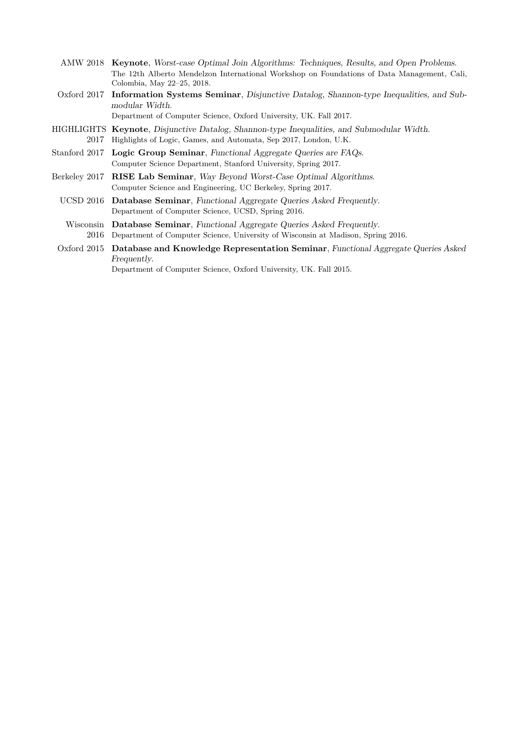AMW 2018 **Keynote**, *Worst-case Optimal Join Algorithms: Techniques, Results, and Open Problems.*
The 12th Alberto Mendelzon International Workshop on Foundations of Data Management, Cali, Colombia, May 22–25, 2018.

Oxford 2017 **Information Systems Seminar**, *Disjunctive Datalog, Shannon-type Inequalities, and Submodular Width.*
Department of Computer Science, Oxford University, UK. Fall 2017.

HIGHLIGHTS 2017 **Keynote**, *Disjunctive Datalog, Shannon-type Inequalities, and Submodular Width.*
Highlights of Logic, Games, and Automata, Sep 2017, London, U.K.

Stanford 2017 **Logic Group Seminar**, *Functional Aggregate Queries are FAQs.*
Computer Science Department, Stanford University, Spring 2017.

Berkeley 2017 **RISE Lab Seminar**, *Way Beyond Worst-Case Optimal Algorithms.*
Computer Science and Engineering, UC Berkeley, Spring 2017.

UCSD 2016 **Database Seminar**, *Functional Aggregate Queries Asked Frequently.*
Department of Computer Science, UCSD, Spring 2016.

Wisconsin 2016 **Database Seminar**, *Functional Aggregate Queries Asked Frequently.*
Department of Computer Science, University of Wisconsin at Madison, Spring 2016.

Oxford 2015 **Database and Knowledge Representation Seminar**, *Functional Aggregate Queries Asked Frequently.*
Department of Computer Science, Oxford University, UK. Fall 2015.